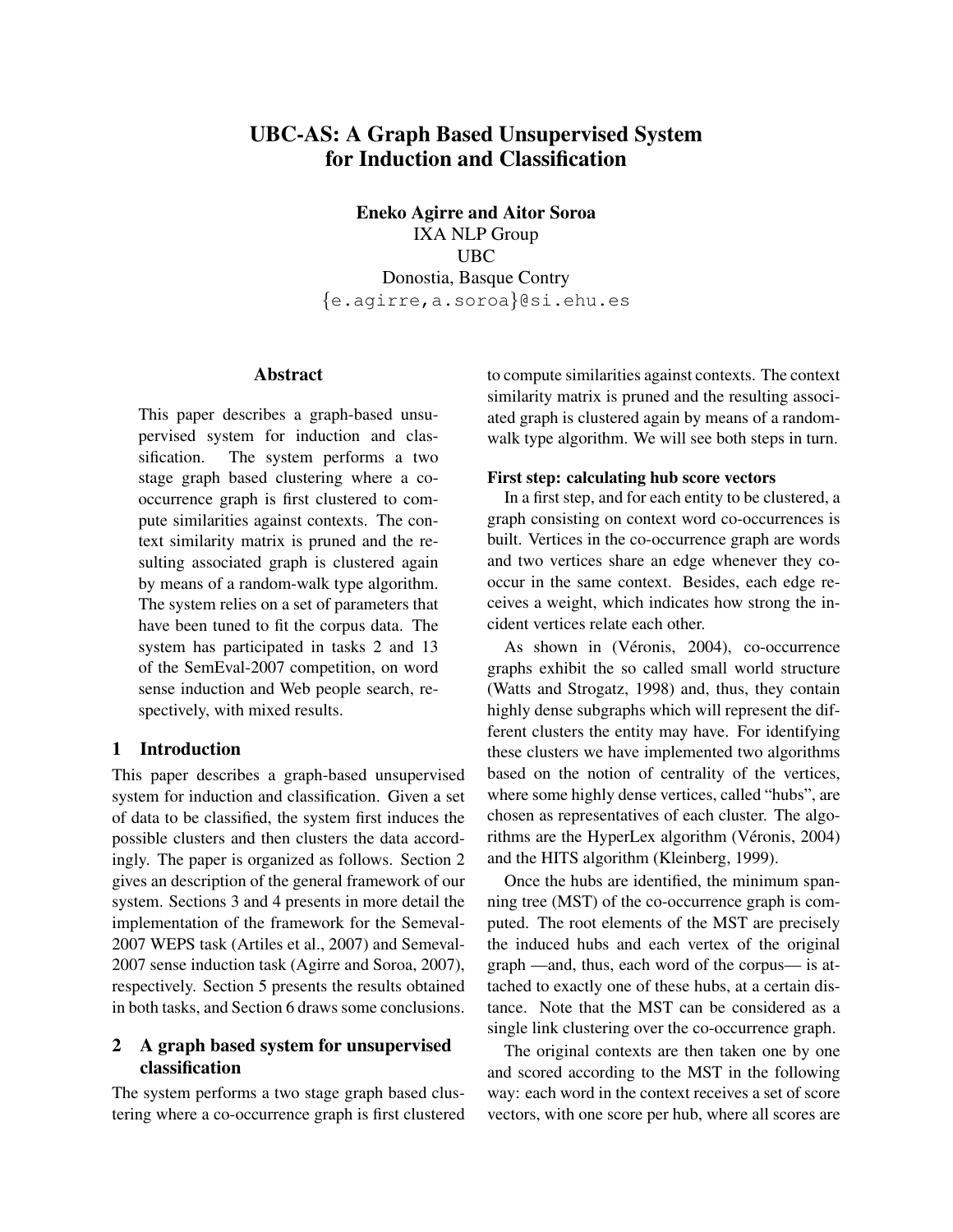# UBC-AS: A Graph Based Unsupervised System for Induction and Classification

**Eneko Agirre and Aitor Soroa**
IXA NLP Group
UBC
Donostia, Basque Contry
{e.agirre,a.soroa}@si.ehu.es

## Abstract

This paper describes a graph-based unsupervised system for induction and classification. The system performs a two stage graph based clustering where a co-occurrence graph is first clustered to compute similarities against contexts. The context similarity matrix is pruned and the resulting associated graph is clustered again by means of a random-walk type algorithm. The system relies on a set of parameters that have been tuned to fit the corpus data. The system has participated in tasks 2 and 13 of the SemEval-2007 competition, on word sense induction and Web people search, respectively, with mixed results.

## 1 Introduction

This paper describes a graph-based unsupervised system for induction and classification. Given a set of data to be classified, the system first induces the possible clusters and then clusters the data accordingly. The paper is organized as follows. Section 2 gives an description of the general framework of our system. Sections 3 and 4 presents in more detail the implementation of the framework for the Semeval-2007 WEPS task (Artiles et al., 2007) and Semeval-2007 sense induction task (Agirre and Soroa, 2007), respectively. Section 5 presents the results obtained in both tasks, and Section 6 draws some conclusions.

## 2 A graph based system for unsupervised classification

The system performs a two stage graph based clustering where a co-occurrence graph is first clustered to compute similarities against contexts. The context similarity matrix is pruned and the resulting associated graph is clustered again by means of a random-walk type algorithm. We will see both steps in turn.

**First step: calculating hub score vectors**

In a first step, and for each entity to be clustered, a graph consisting on context word co-occurrences is built. Vertices in the co-occurrence graph are words and two vertices share an edge whenever they co-occur in the same context. Besides, each edge receives a weight, which indicates how strong the incident vertices relate each other.

As shown in (Véronis, 2004), co-occurrence graphs exhibit the so called small world structure (Watts and Strogatz, 1998) and, thus, they contain highly dense subgraphs which will represent the different clusters the entity may have. For identifying these clusters we have implemented two algorithms based on the notion of centrality of the vertices, where some highly dense vertices, called "hubs", are chosen as representatives of each cluster. The algorithms are the HyperLex algorithm (Véronis, 2004) and the HITS algorithm (Kleinberg, 1999).

Once the hubs are identified, the minimum spanning tree (MST) of the co-occurrence graph is computed. The root elements of the MST are precisely the induced hubs and each vertex of the original graph —and, thus, each word of the corpus— is attached to exactly one of these hubs, at a certain distance. Note that the MST can be considered as a single link clustering over the co-occurrence graph.

The original contexts are then taken one by one and scored according to the MST in the following way: each word in the context receives a set of score vectors, with one score per hub, where all scores are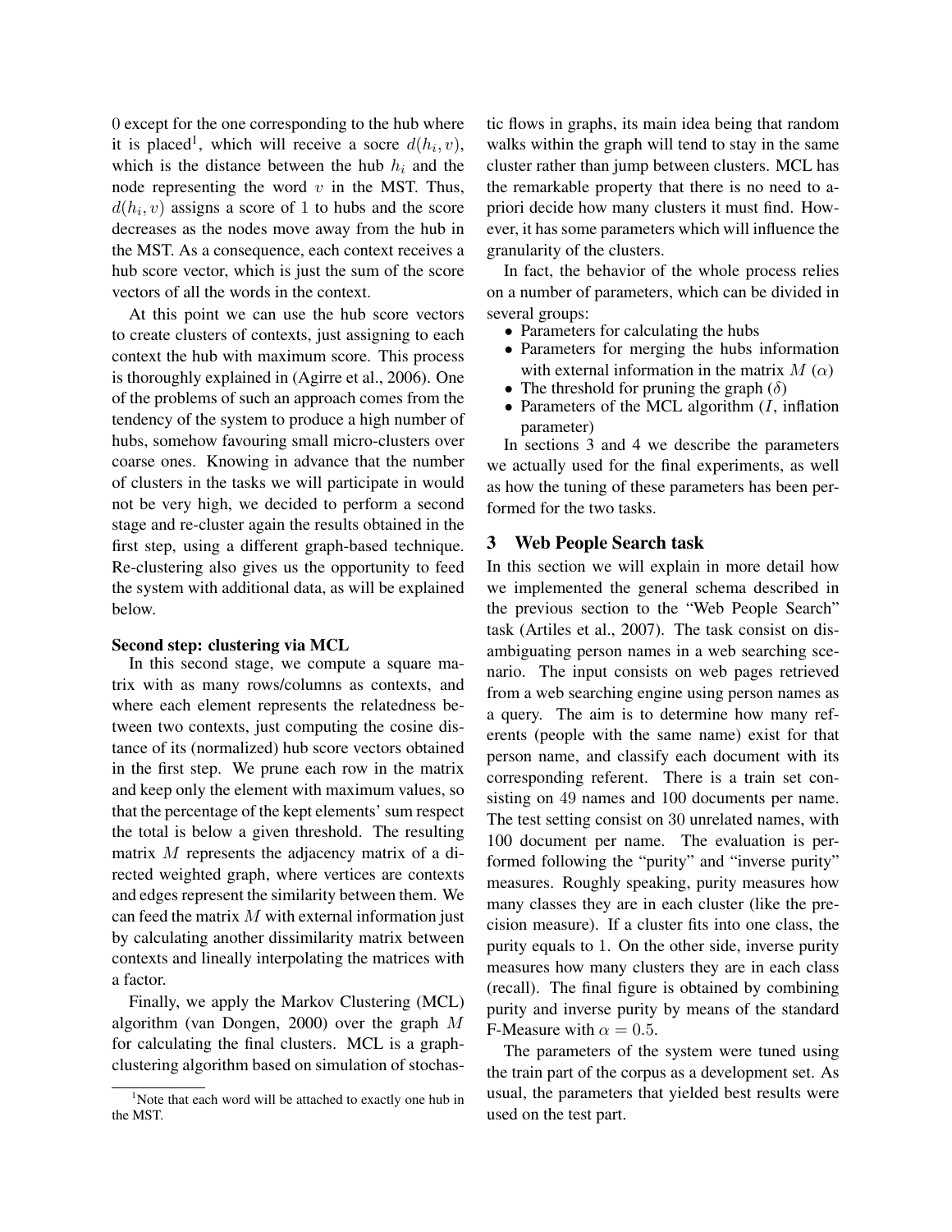0 except for the one corresponding to the hub where it is placed[1], which will receive a socre $d(h_i, v)$, which is the distance between the hub $h_i$ and the node representing the word $v$ in the MST. Thus, $d(h_i, v)$ assigns a score of 1 to hubs and the score decreases as the nodes move away from the hub in the MST. As a consequence, each context receives a hub score vector, which is just the sum of the score vectors of all the words in the context.

At this point we can use the hub score vectors to create clusters of contexts, just assigning to each context the hub with maximum score. This process is thoroughly explained in (Agirre et al., 2006). One of the problems of such an approach comes from the tendency of the system to produce a high number of hubs, somehow favouring small micro-clusters over coarse ones. Knowing in advance that the number of clusters in the tasks we will participate in would not be very high, we decided to perform a second stage and re-cluster again the results obtained in the first step, using a different graph-based technique. Re-clustering also gives us the opportunity to feed the system with additional data, as will be explained below.

**Second step: clustering via MCL**

In this second stage, we compute a square matrix with as many rows/columns as contexts, and where each element represents the relatedness between two contexts, just computing the cosine distance of its (normalized) hub score vectors obtained in the first step. We prune each row in the matrix and keep only the element with maximum values, so that the percentage of the kept elements' sum respect the total is below a given threshold. The resulting matrix $M$ represents the adjacency matrix of a directed weighted graph, where vertices are contexts and edges represent the similarity between them. We can feed the matrix $M$ with external information just by calculating another dissimilarity matrix between contexts and lineally interpolating the matrices with a factor.

Finally, we apply the Markov Clustering (MCL) algorithm (van Dongen, 2000) over the graph $M$ for calculating the final clusters. MCL is a graph-clustering algorithm based on simulation of stochastic flows in graphs, its main idea being that random walks within the graph will tend to stay in the same cluster rather than jump between clusters. MCL has the remarkable property that there is no need to a-priori decide how many clusters it must find. However, it has some parameters which will influence the granularity of the clusters.

In fact, the behavior of the whole process relies on a number of parameters, which can be divided in several groups:

- Parameters for calculating the hubs
- Parameters for merging the hubs information with external information in the matrix $M$ ($\alpha$)
- The threshold for pruning the graph ($\delta$)
- Parameters of the MCL algorithm ($I$, inflation parameter)

In sections 3 and 4 we describe the parameters we actually used for the final experiments, as well as how the tuning of these parameters has been performed for the two tasks.

## 3 Web People Search task

In this section we will explain in more detail how we implemented the general schema described in the previous section to the "Web People Search" task (Artiles et al., 2007). The task consist on disambiguating person names in a web searching scenario. The input consists on web pages retrieved from a web searching engine using person names as a query. The aim is to determine how many referents (people with the same name) exist for that person name, and classify each document with its corresponding referent. There is a train set consisting on 49 names and 100 documents per name. The test setting consist on 30 unrelated names, with 100 document per name. The evaluation is performed following the "purity" and "inverse purity" measures. Roughly speaking, purity measures how many classes they are in each cluster (like the precision measure). If a cluster fits into one class, the purity equals to 1. On the other side, inverse purity measures how many clusters they are in each class (recall). The final figure is obtained by combining purity and inverse purity by means of the standard F-Measure with $\alpha = 0.5$.

The parameters of the system were tuned using the train part of the corpus as a development set. As usual, the parameters that yielded best results were used on the test part.

[1] Note that each word will be attached to exactly one hub in the MST.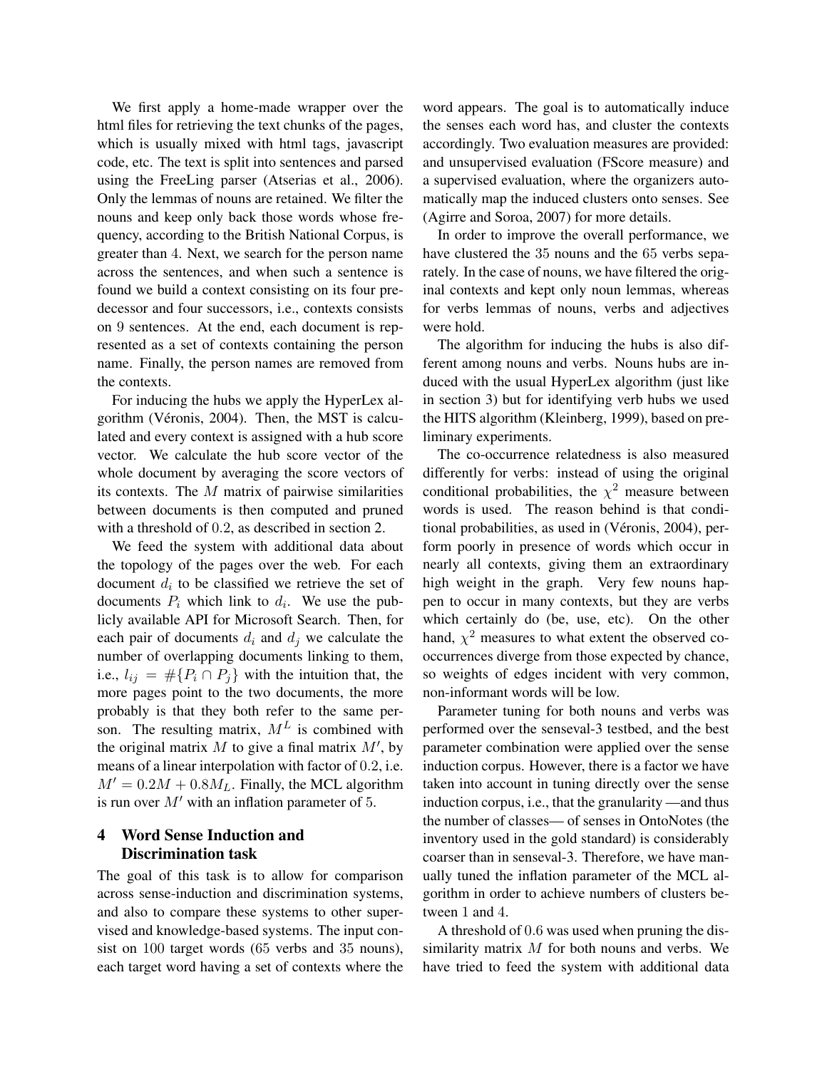We first apply a home-made wrapper over the html files for retrieving the text chunks of the pages, which is usually mixed with html tags, javascript code, etc. The text is split into sentences and parsed using the FreeLing parser (Atserias et al., 2006). Only the lemmas of nouns are retained. We filter the nouns and keep only back those words whose frequency, according to the British National Corpus, is greater than 4. Next, we search for the person name across the sentences, and when such a sentence is found we build a context consisting on its four predecessor and four successors, i.e., contexts consists on 9 sentences. At the end, each document is represented as a set of contexts containing the person name. Finally, the person names are removed from the contexts.

For inducing the hubs we apply the HyperLex algorithm (Véronis, 2004). Then, the MST is calculated and every context is assigned with a hub score vector. We calculate the hub score vector of the whole document by averaging the score vectors of its contexts. The $M$ matrix of pairwise similarities between documents is then computed and pruned with a threshold of 0.2, as described in section 2.

We feed the system with additional data about the topology of the pages over the web. For each document $d_i$ to be classified we retrieve the set of documents $P_i$ which link to $d_i$. We use the publicly available API for Microsoft Search. Then, for each pair of documents $d_i$ and $d_j$ we calculate the number of overlapping documents linking to them, i.e., $l_{ij} = \#\{P_i \cap P_j\}$ with the intuition that, the more pages point to the two documents, the more probably is that they both refer to the same person. The resulting matrix, $M^L$ is combined with the original matrix $M$ to give a final matrix $M'$, by means of a linear interpolation with factor of 0.2, i.e. $M' = 0.2M + 0.8M_L$. Finally, the MCL algorithm is run over $M'$ with an inflation parameter of 5.

## 4 Word Sense Induction and Discrimination task

The goal of this task is to allow for comparison across sense-induction and discrimination systems, and also to compare these systems to other supervised and knowledge-based systems. The input consist on 100 target words (65 verbs and 35 nouns), each target word having a set of contexts where the word appears. The goal is to automatically induce the senses each word has, and cluster the contexts accordingly. Two evaluation measures are provided: and unsupervised evaluation (FScore measure) and a supervised evaluation, where the organizers automatically map the induced clusters onto senses. See (Agirre and Soroa, 2007) for more details.

In order to improve the overall performance, we have clustered the 35 nouns and the 65 verbs separately. In the case of nouns, we have filtered the original contexts and kept only noun lemmas, whereas for verbs lemmas of nouns, verbs and adjectives were hold.

The algorithm for inducing the hubs is also different among nouns and verbs. Nouns hubs are induced with the usual HyperLex algorithm (just like in section 3) but for identifying verb hubs we used the HITS algorithm (Kleinberg, 1999), based on preliminary experiments.

The co-occurrence relatedness is also measured differently for verbs: instead of using the original conditional probabilities, the $\chi^2$ measure between words is used. The reason behind is that conditional probabilities, as used in (Véronis, 2004), perform poorly in presence of words which occur in nearly all contexts, giving them an extraordinary high weight in the graph. Very few nouns happen to occur in many contexts, but they are verbs which certainly do (be, use, etc). On the other hand, $\chi^2$ measures to what extent the observed cooccurrences diverge from those expected by chance, so weights of edges incident with very common, non-informant words will be low.

Parameter tuning for both nouns and verbs was performed over the senseval-3 testbed, and the best parameter combination were applied over the sense induction corpus. However, there is a factor we have taken into account in tuning directly over the sense induction corpus, i.e., that the granularity —and thus the number of classes— of senses in OntoNotes (the inventory used in the gold standard) is considerably coarser than in senseval-3. Therefore, we have manually tuned the inflation parameter of the MCL algorithm in order to achieve numbers of clusters between 1 and 4.

A threshold of 0.6 was used when pruning the dissimilarity matrix $M$ for both nouns and verbs. We have tried to feed the system with additional data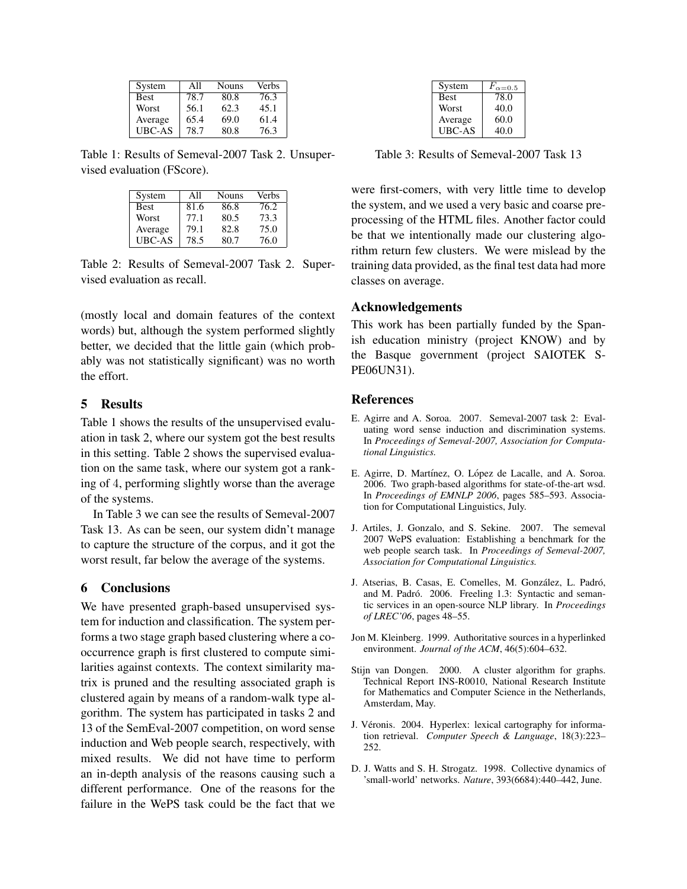| System | All | Nouns | Verbs |
|---|---|---|---|
| Best | 78.7 | 80.8 | 76.3 |
| Worst | 56.1 | 62.3 | 45.1 |
| Average | 65.4 | 69.0 | 61.4 |
| UBC-AS | 78.7 | 80.8 | 76.3 |

Table 1: Results of Semeval-2007 Task 2. Unsupervised evaluation (FScore).

| System | All | Nouns | Verbs |
|---|---|---|---|
| Best | 81.6 | 86.8 | 76.2 |
| Worst | 77.1 | 80.5 | 73.3 |
| Average | 79.1 | 82.8 | 75.0 |
| UBC-AS | 78.5 | 80.7 | 76.0 |

Table 2: Results of Semeval-2007 Task 2. Supervised evaluation as recall.

(mostly local and domain features of the context words) but, although the system performed slightly better, we decided that the little gain (which probably was not statistically significant) was no worth the effort.

## 5 Results

Table 1 shows the results of the unsupervised evaluation in task 2, where our system got the best results in this setting. Table 2 shows the supervised evaluation on the same task, where our system got a ranking of 4, performing slightly worse than the average of the systems.

In Table 3 we can see the results of Semeval-2007 Task 13. As can be seen, our system didn't manage to capture the structure of the corpus, and it got the worst result, far below the average of the systems.

## 6 Conclusions

We have presented graph-based unsupervised system for induction and classification. The system performs a two stage graph based clustering where a cooccurrence graph is first clustered to compute similarities against contexts. The context similarity matrix is pruned and the resulting associated graph is clustered again by means of a random-walk type algorithm. The system has participated in tasks 2 and 13 of the SemEval-2007 competition, on word sense induction and Web people search, respectively, with mixed results. We did not have time to perform an in-depth analysis of the reasons causing such a different performance. One of the reasons for the failure in the WePS task could be the fact that we were first-comers, with very little time to develop the system, and we used a very basic and coarse preprocessing of the HTML files. Another factor could be that we intentionally made our clustering algorithm return few clusters. We were mislead by the training data provided, as the final test data had more classes on average.

| System | $F_{\alpha=0.5}$ |
|---|---|
| Best | 78.0 |
| Worst | 40.0 |
| Average | 60.0 |
| UBC-AS | 40.0 |

Table 3: Results of Semeval-2007 Task 13

## Acknowledgements

This work has been partially funded by the Spanish education ministry (project KNOW) and by the Basque government (project SAIOTEK S-PE06UN31).

## References

E. Agirre and A. Soroa. 2007. Semeval-2007 task 2: Evaluating word sense induction and discrimination systems. In *Proceedings of Semeval-2007, Association for Computational Linguistics.*

E. Agirre, D. Martínez, O. López de Lacalle, and A. Soroa. 2006. Two graph-based algorithms for state-of-the-art wsd. In *Proceedings of EMNLP 2006*, pages 585–593. Association for Computational Linguistics, July.

J. Artiles, J. Gonzalo, and S. Sekine. 2007. The semeval 2007 WePS evaluation: Establishing a benchmark for the web people search task. In *Proceedings of Semeval-2007, Association for Computational Linguistics.*

J. Atserias, B. Casas, E. Comelles, M. González, L. Padró, and M. Padró. 2006. Freeling 1.3: Syntactic and semantic services in an open-source NLP library. In *Proceedings of LREC'06*, pages 48–55.

Jon M. Kleinberg. 1999. Authoritative sources in a hyperlinked environment. *Journal of the ACM*, 46(5):604–632.

Stijn van Dongen. 2000. A cluster algorithm for graphs. Technical Report INS-R0010, National Research Institute for Mathematics and Computer Science in the Netherlands, Amsterdam, May.

J. Véronis. 2004. Hyperlex: lexical cartography for information retrieval. *Computer Speech & Language*, 18(3):223–252.

D. J. Watts and S. H. Strogatz. 1998. Collective dynamics of 'small-world' networks. *Nature*, 393(6684):440–442, June.